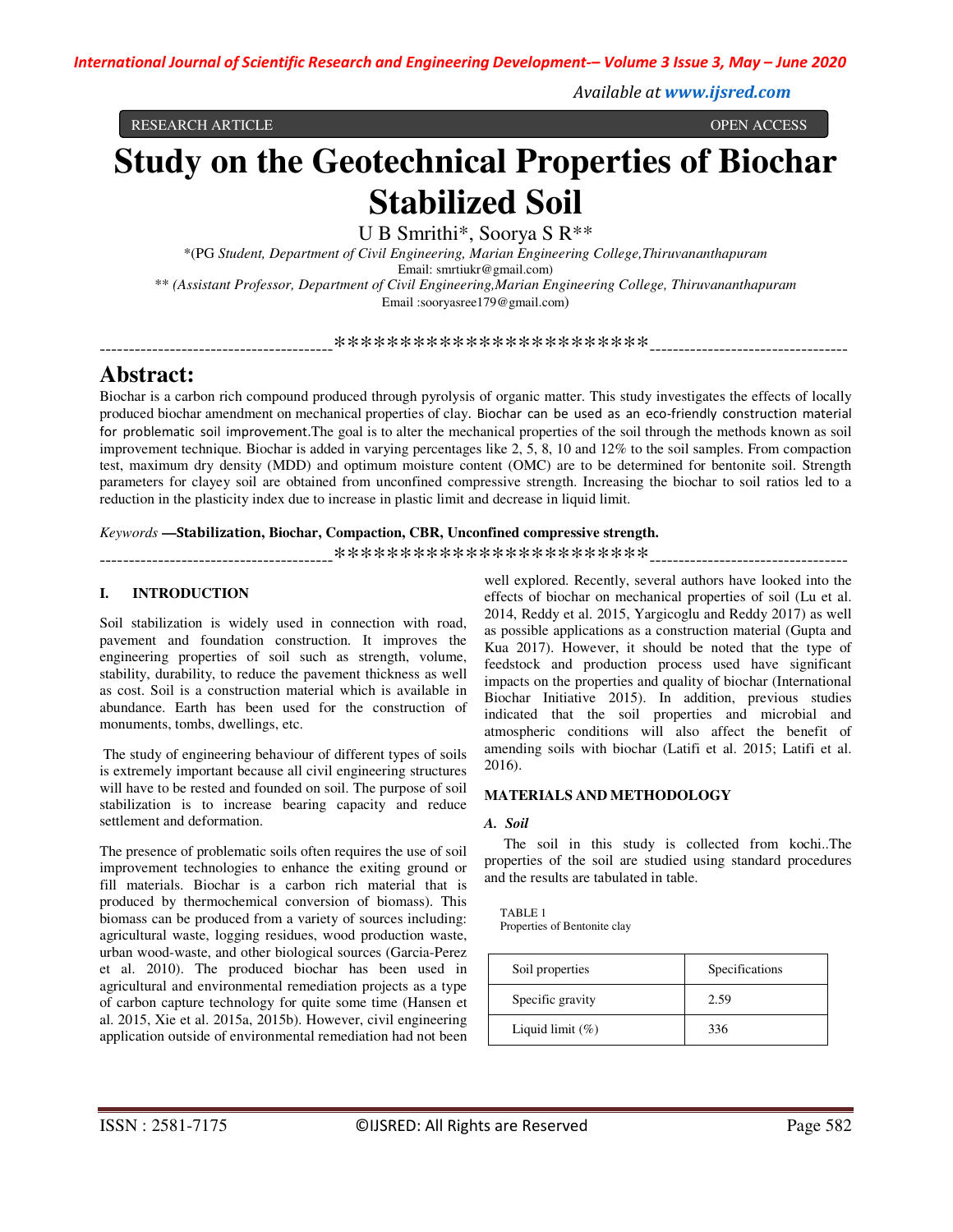RESEARCH ARTICLE OPEN ACCESS

# Study on the Geotechnical Properties of Biochar Stabilized Soil

U B Smrithi*, Soorya S R**

*(PG *Student, Department of Civil Engineering, Marian Engineering College,Thiruvananthapuram*
Email: smrtiukr@gmail.com)

** *(Assistant Professor, Department of Civil Engineering,Marian Engineering College, Thiruvananthapuram*
Email :sooryasree179@gmail.com)

----------------------------------------************************----------------------------------

## Abstract:

Biochar is a carbon rich compound produced through pyrolysis of organic matter. This study investigates the effects of locally produced biochar amendment on mechanical properties of clay. Biochar can be used as an eco-friendly construction material for problematic soil improvement.The goal is to alter the mechanical properties of the soil through the methods known as soil improvement technique. Biochar is added in varying percentages like 2, 5, 8, 10 and 12% to the soil samples. From compaction test, maximum dry density (MDD) and optimum moisture content (OMC) are to be determined for bentonite soil. Strength parameters for clayey soil are obtained from unconfined compressive strength. Increasing the biochar to soil ratios led to a reduction in the plasticity index due to increase in plastic limit and decrease in liquid limit.

*Keywords* **—Stabilization, Biochar, Compaction, CBR, Unconfined compressive strength.**

----------------------------------------************************----------------------------------

## I. INTRODUCTION

Soil stabilization is widely used in connection with road, pavement and foundation construction. It improves the engineering properties of soil such as strength, volume, stability, durability, to reduce the pavement thickness as well as cost. Soil is a construction material which is available in abundance. Earth has been used for the construction of monuments, tombs, dwellings, etc.

The study of engineering behaviour of different types of soils is extremely important because all civil engineering structures will have to be rested and founded on soil. The purpose of soil stabilization is to increase bearing capacity and reduce settlement and deformation.

The presence of problematic soils often requires the use of soil improvement technologies to enhance the exiting ground or fill materials. Biochar is a carbon rich material that is produced by thermochemical conversion of biomass). This biomass can be produced from a variety of sources including: agricultural waste, logging residues, wood production waste, urban wood-waste, and other biological sources (Garcia-Perez et al. 2010). The produced biochar has been used in agricultural and environmental remediation projects as a type of carbon capture technology for quite some time (Hansen et al. 2015, Xie et al. 2015a, 2015b). However, civil engineering application outside of environmental remediation had not been well explored. Recently, several authors have looked into the effects of biochar on mechanical properties of soil (Lu et al. 2014, Reddy et al. 2015, Yargicoglu and Reddy 2017) as well as possible applications as a construction material (Gupta and Kua 2017). However, it should be noted that the type of feedstock and production process used have significant impacts on the properties and quality of biochar (International Biochar Initiative 2015). In addition, previous studies indicated that the soil properties and microbial and atmospheric conditions will also affect the benefit of amending soils with biochar (Latifi et al. 2015; Latifi et al. 2016).

## MATERIALS AND METHODOLOGY

### *A. Soil*

The soil in this study is collected from kochi..The properties of the soil are studied using standard procedures and the results are tabulated in table.

TABLE 1
Properties of Bentonite clay

| Soil properties | Specifications |
|---|---|
| Specific gravity | 2.59 |
| Liquid limit (%) | 336 |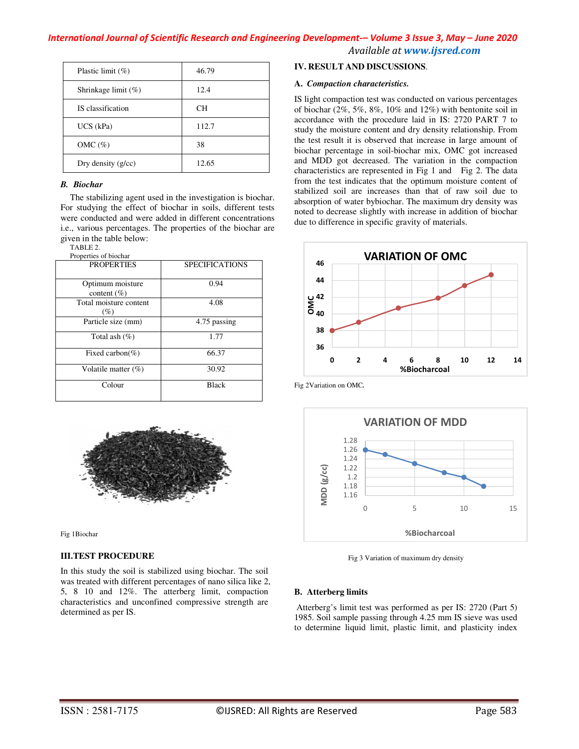| Plastic limit (%) | 46.79 |
|---|---|
| Shrinkage limit (%) | 12.4 |
| IS classification | CH |
| UCS (kPa) | 112.7 |
| OMC (%) | 38 |
| Dry density (g/cc) | 12.65 |

### *B. Biochar*

The stabilizing agent used in the investigation is biochar. For studying the effect of biochar in soils, different tests were conducted and were added in different concentrations i.e., various percentages. The properties of the biochar are given in the table below:

TABLE 2.
Properties of biochar

| PROPERTIES | SPECIFICATIONS |
|---|---|
| Optimum moisture content (%) | 0.94 |
| Total moisture content (%) | 4.08 |
| Particle size (mm) | 4.75 passing |
| Total ash (%) | 1.77 |
| Fixed carbon(%) | 66.37 |
| Volatile matter (%) | 30.92 |
| Colour | Black |

Fig 1Biochar

## III.TEST PROCEDURE

In this study the soil is stabilized using biochar. The soil was treated with different percentages of nano silica like 2, 5, 8 10 and 12%. The atterberg limit, compaction characteristics and unconfined compressive strength are determined as per IS.

## IV. RESULT AND DISCUSSIONS.

### A. *Compaction characteristics.*

IS light compaction test was conducted on various percentages of biochar (2%, 5%, 8%, 10% and 12%) with bentonite soil in accordance with the procedure laid in IS: 2720 PART 7 to study the moisture content and dry density relationship. From the test result it is observed that increase in large amount of biochar percentage in soil-biochar mix, OMC got increased and MDD got decreased. The variation in the compaction characteristics are represented in Fig 1 and Fig 2. The data from the test indicates that the optimum moisture content of stabilized soil are increases than that of raw soil due to absorption of water bybiochar. The maximum dry density was noted to decrease slightly with increase in addition of biochar due to difference in specific gravity of materials.

Fig 2Variation on OMC.

Fig 3 Variation of maximum dry density

### B. Atterberg limits

Atterberg's limit test was performed as per IS: 2720 (Part 5) 1985. Soil sample passing through 4.25 mm IS sieve was used to determine liquid limit, plastic limit, and plasticity index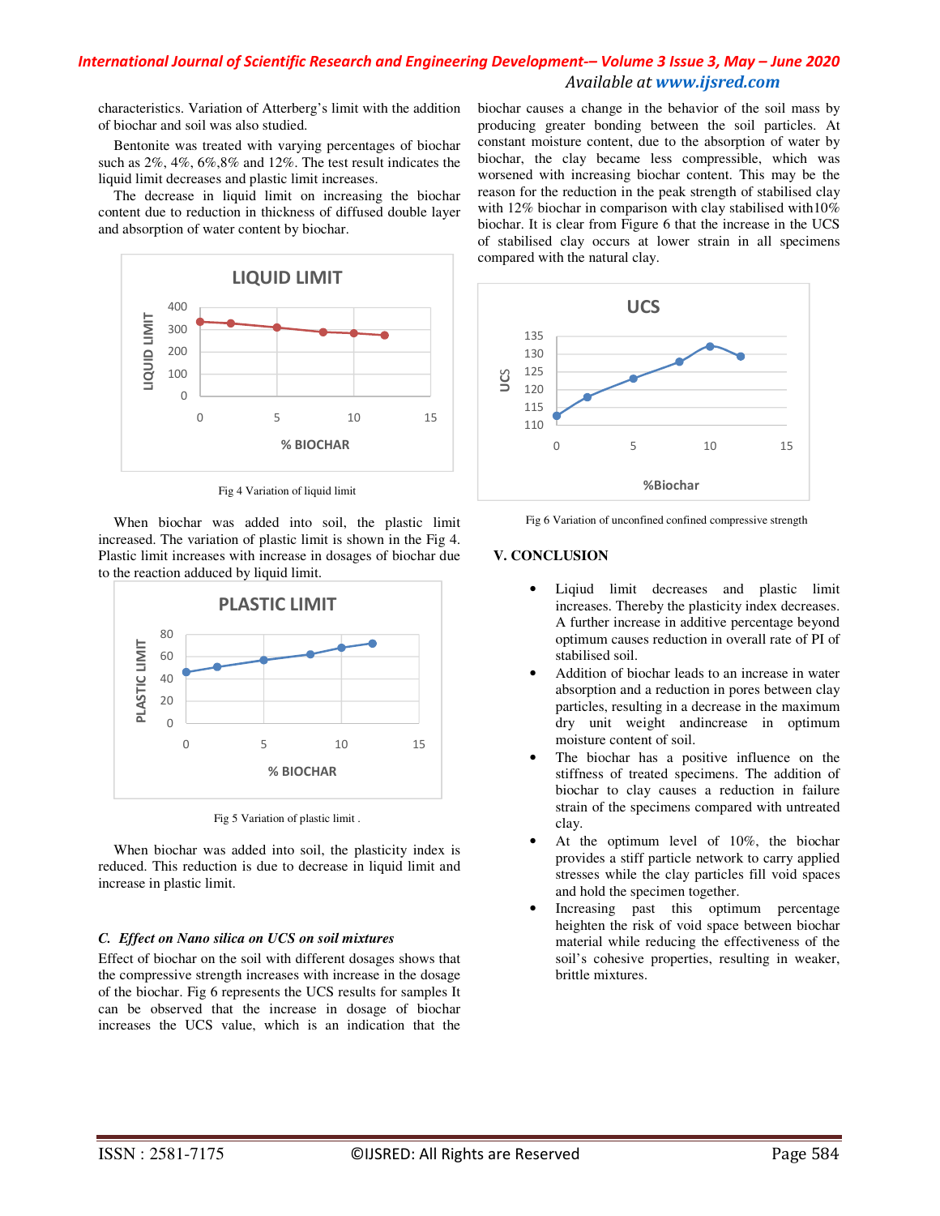characteristics. Variation of Atterberg's limit with the addition of biochar and soil was also studied.

Bentonite was treated with varying percentages of biochar such as 2%, 4%, 6%,8% and 12%. The test result indicates the liquid limit decreases and plastic limit increases.

The decrease in liquid limit on increasing the biochar content due to reduction in thickness of diffused double layer and absorption of water content by biochar.

Fig 4 Variation of liquid limit

When biochar was added into soil, the plastic limit increased. The variation of plastic limit is shown in the Fig 4. Plastic limit increases with increase in dosages of biochar due to the reaction adduced by liquid limit.

Fig 5 Variation of plastic limit .

When biochar was added into soil, the plasticity index is reduced. This reduction is due to decrease in liquid limit and increase in plastic limit.

### *C. Effect on Nano silica on UCS on soil mixtures*

Effect of biochar on the soil with different dosages shows that the compressive strength increases with increase in the dosage of the biochar. Fig 6 represents the UCS results for samples It can be observed that the increase in dosage of biochar increases the UCS value, which is an indication that the biochar causes a change in the behavior of the soil mass by producing greater bonding between the soil particles. At constant moisture content, due to the absorption of water by biochar, the clay became less compressible, which was worsened with increasing biochar content. This may be the reason for the reduction in the peak strength of stabilised clay with 12% biochar in comparison with clay stabilised with10% biochar. It is clear from Figure 6 that the increase in the UCS of stabilised clay occurs at lower strain in all specimens compared with the natural clay.

Fig 6 Variation of unconfined confined compressive strength

## V. CONCLUSION

- Liqiud limit decreases and plastic limit increases. Thereby the plasticity index decreases. A further increase in additive percentage beyond optimum causes reduction in overall rate of PI of stabilised soil.
- Addition of biochar leads to an increase in water absorption and a reduction in pores between clay particles, resulting in a decrease in the maximum dry unit weight andincrease in optimum moisture content of soil.
- The biochar has a positive influence on the stiffness of treated specimens. The addition of biochar to clay causes a reduction in failure strain of the specimens compared with untreated clay.
- At the optimum level of 10%, the biochar provides a stiff particle network to carry applied stresses while the clay particles fill void spaces and hold the specimen together.
- Increasing past this optimum percentage heighten the risk of void space between biochar material while reducing the effectiveness of the soil's cohesive properties, resulting in weaker, brittle mixtures.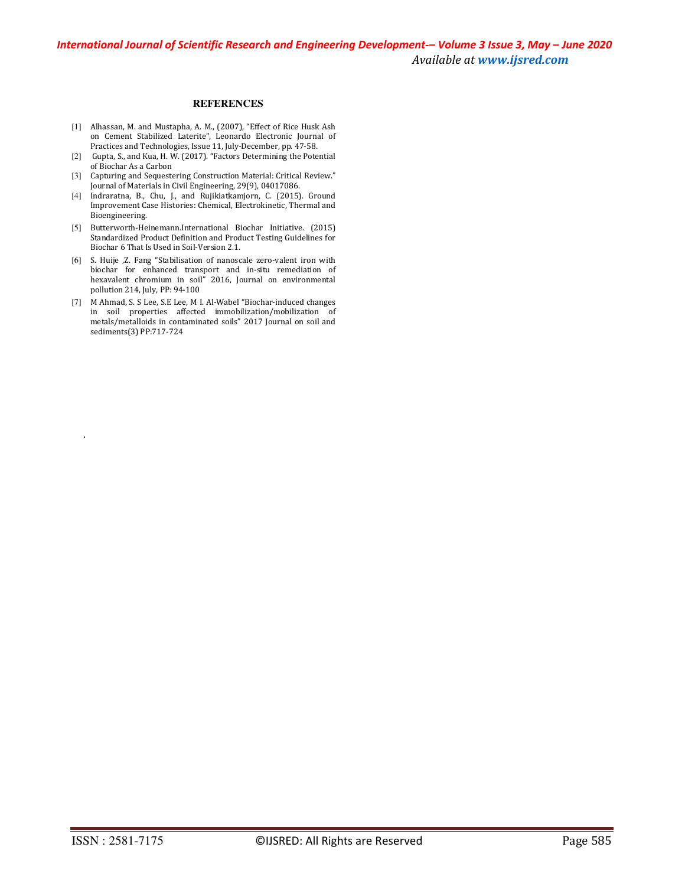## REFERENCES

[1] Alhassan, M. and Mustapha, A. M., (2007), "Effect of Rice Husk Ash on Cement Stabilized Laterite", Leonardo Electronic Journal of Practices and Technologies, Issue 11, July-December, pp. 47-58.

[2] Gupta, S., and Kua, H. W. (2017). "Factors Determining the Potential of Biochar As a Carbon

[3] Capturing and Sequestering Construction Material: Critical Review." Journal of Materials in Civil Engineering, 29(9), 04017086.

[4] Indraratna, B., Chu, J., and Rujikiatkamjorn, C. (2015). Ground Improvement Case Histories: Chemical, Electrokinetic, Thermal and Bioengineering.

[5] Butterworth-Heinemann.International Biochar Initiative. (2015) Standardized Product Definition and Product Testing Guidelines for Biochar 6 That Is Used in Soil-Version 2.1.

[6] S. Huije ,Z. Fang "Stabilisation of nanoscale zero-valent iron with biochar for enhanced transport and in-situ remediation of hexavalent chromium in soil" 2016, Journal on environmental pollution 214, July, PP: 94-100

[7] M Ahmad, S. S Lee, S.E Lee, M I. Al-Wabel "Biochar-induced changes in soil properties affected immobilization/mobilization of metals/metalloids in contaminated soils" 2017 Journal on soil and sediments(3) PP:717-724